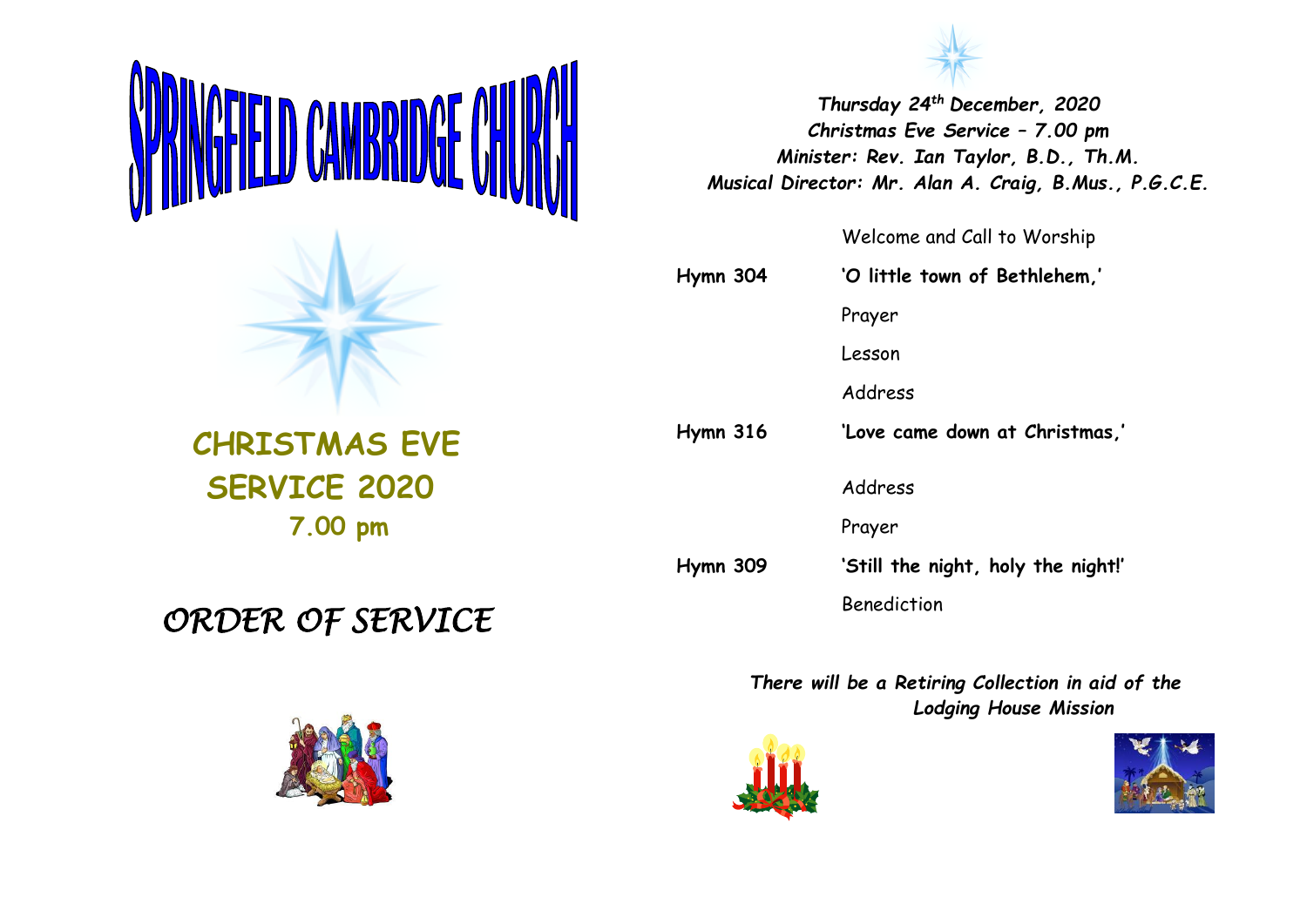# SPRINGFIELD CAMBRIDGE CHURCH

## CHRISTMAS EVE SERVICE 2020

**7.00 pm**

## *ORDER OF SERVICE*

***Thursday 24th December, 2020***
***Christmas Eve Service – 7.00 pm***
***Minister: Rev. Ian Taylor, B.D., Th.M.***
***Musical Director: Mr. Alan A. Craig, B.Mus., P.G.C.E.***

| | |
|---|---|
| | Welcome and Call to Worship |
| **Hymn 304** | **'O little town of Bethlehem,'** |
| | Prayer |
| | Lesson |
| | Address |
| **Hymn 316** | **'Love came down at Christmas,'** |
| | Address |
| | Prayer |
| **Hymn 309** | **'Still the night, holy the night!'** |
| | Benediction |

***There will be a Retiring Collection in aid of the Lodging House Mission***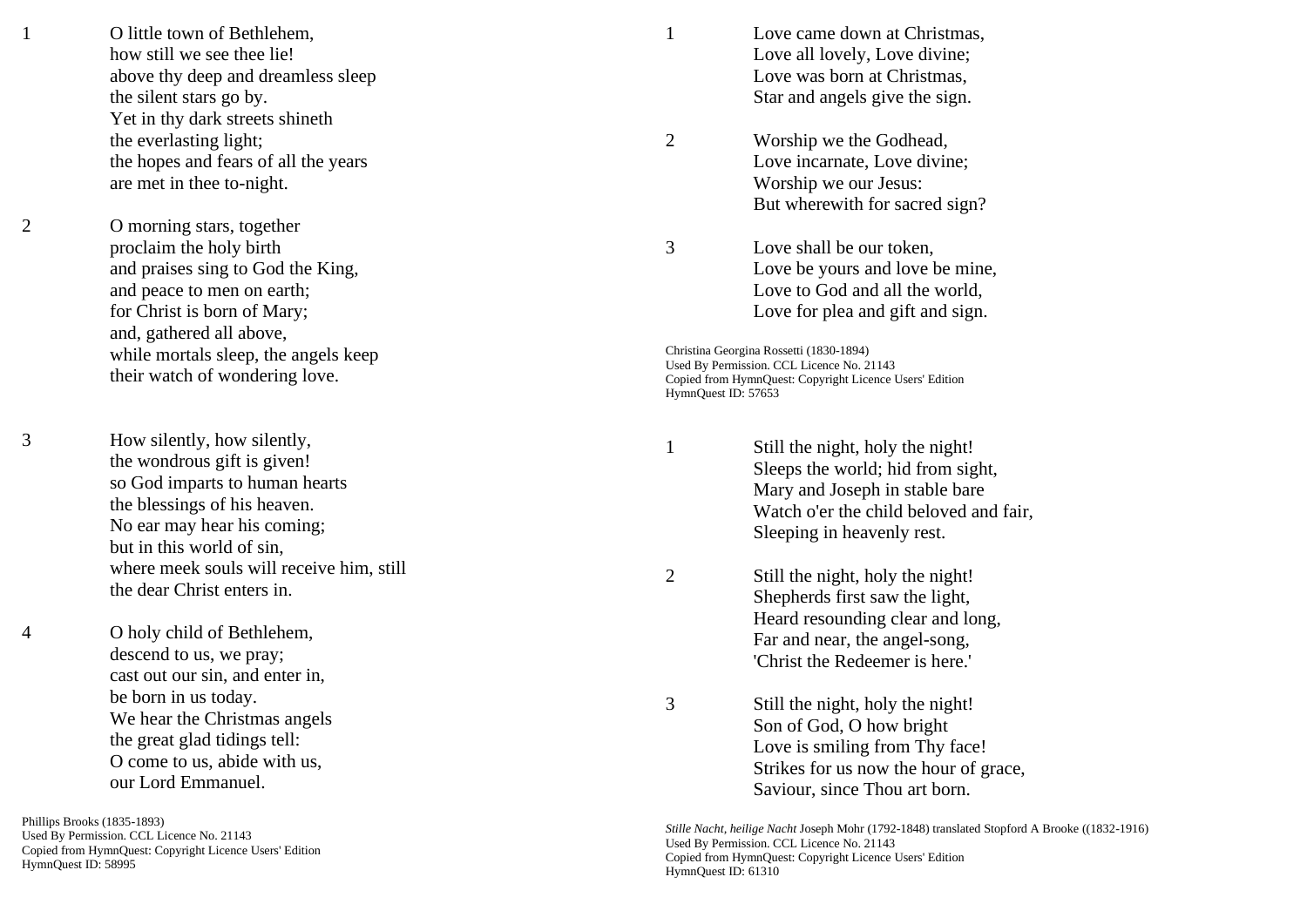1 O little town of Bethlehem,
how still we see thee lie!
above thy deep and dreamless sleep
the silent stars go by.
Yet in thy dark streets shineth
the everlasting light;
the hopes and fears of all the years
are met in thee to-night.

2 O morning stars, together
proclaim the holy birth
and praises sing to God the King,
and peace to men on earth;
for Christ is born of Mary;
and, gathered all above,
while mortals sleep, the angels keep
their watch of wondering love.

3 How silently, how silently,
the wondrous gift is given!
so God imparts to human hearts
the blessings of his heaven.
No ear may hear his coming;
but in this world of sin,
where meek souls will receive him, still
the dear Christ enters in.

4 O holy child of Bethlehem,
descend to us, we pray;
cast out our sin, and enter in,
be born in us today.
We hear the Christmas angels
the great glad tidings tell:
O come to us, abide with us,
our Lord Emmanuel.

Phillips Brooks (1835-1893)
Used By Permission. CCL Licence No. 21143
Copied from HymnQuest: Copyright Licence Users' Edition
HymnQuest ID: 58995

1 Love came down at Christmas,
Love all lovely, Love divine;
Love was born at Christmas,
Star and angels give the sign.

2 Worship we the Godhead,
Love incarnate, Love divine;
Worship we our Jesus:
But wherewith for sacred sign?

3 Love shall be our token,
Love be yours and love be mine,
Love to God and all the world,
Love for plea and gift and sign.

Christina Georgina Rossetti (1830-1894)
Used By Permission. CCL Licence No. 21143
Copied from HymnQuest: Copyright Licence Users' Edition
HymnQuest ID: 57653

1 Still the night, holy the night!
Sleeps the world; hid from sight,
Mary and Joseph in stable bare
Watch o'er the child beloved and fair,
Sleeping in heavenly rest.

2 Still the night, holy the night!
Shepherds first saw the light,
Heard resounding clear and long,
Far and near, the angel-song,
'Christ the Redeemer is here.'

3 Still the night, holy the night!
Son of God, O how bright
Love is smiling from Thy face!
Strikes for us now the hour of grace,
Saviour, since Thou art born.

*Stille Nacht, heilige Nacht* Joseph Mohr (1792-1848) translated Stopford A Brooke ((1832-1916)
Used By Permission. CCL Licence No. 21143
Copied from HymnQuest: Copyright Licence Users' Edition
HymnQuest ID: 61310